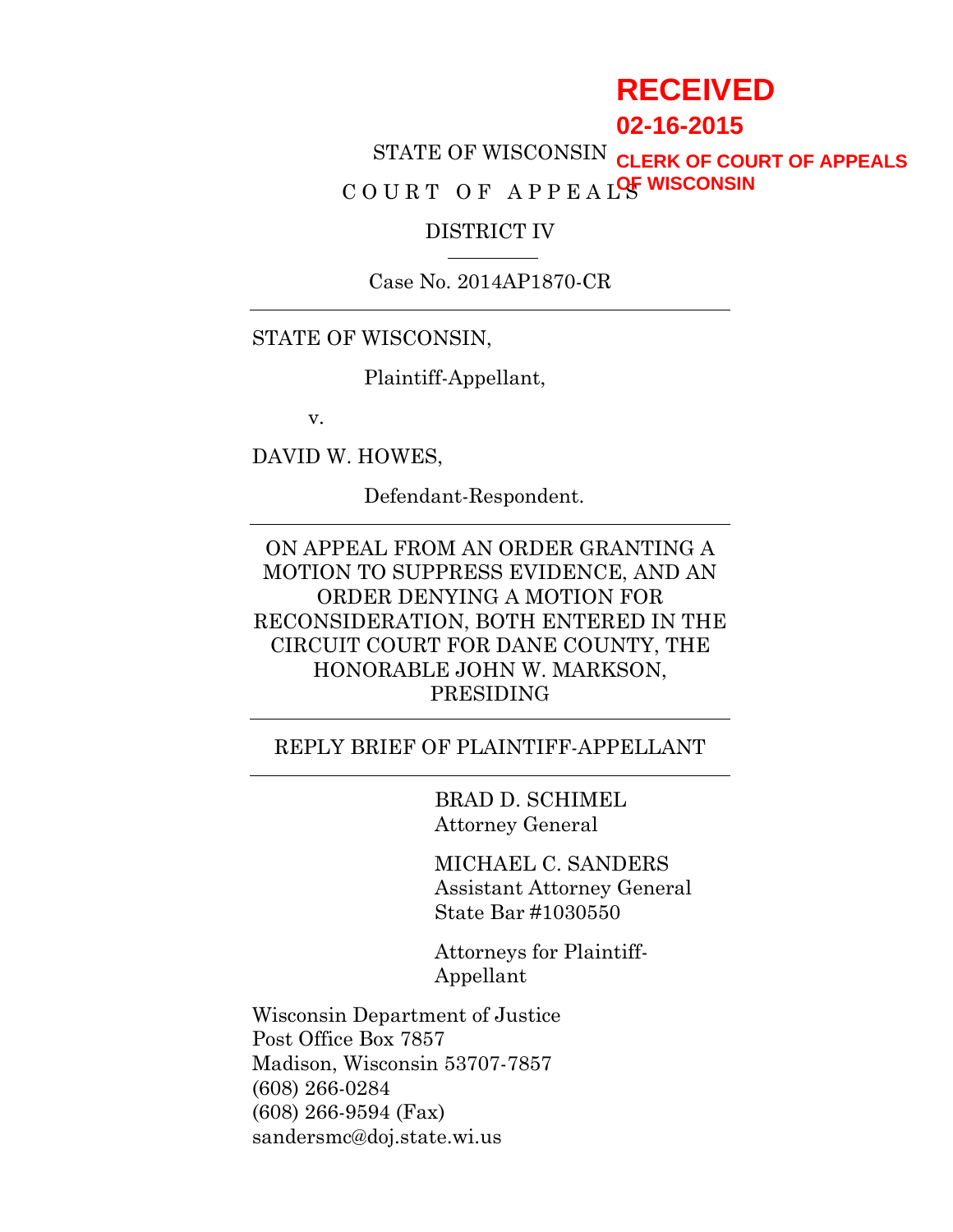RECEIVED
02-16-2015
CLERK OF COURT OF APPEALS
OF WISCONSIN

STATE OF WISCONSIN

C O U R T   O F   A P P E A L S

DISTRICT IV

Case No. 2014AP1870-CR

---

STATE OF WISCONSIN,

Plaintiff-Appellant,

v.

DAVID W. HOWES,

Defendant-Respondent.

---

ON APPEAL FROM AN ORDER GRANTING A MOTION TO SUPPRESS EVIDENCE, AND AN ORDER DENYING A MOTION FOR RECONSIDERATION, BOTH ENTERED IN THE CIRCUIT COURT FOR DANE COUNTY, THE HONORABLE JOHN W. MARKSON, PRESIDING

---

REPLY BRIEF OF PLAINTIFF-APPELLANT

---

BRAD D. SCHIMEL
Attorney General

MICHAEL C. SANDERS
Assistant Attorney General
State Bar #1030550

Attorneys for Plaintiff-Appellant

Wisconsin Department of Justice
Post Office Box 7857
Madison, Wisconsin 53707-7857
(608) 266-0284
(608) 266-9594 (Fax)
sandersmc@doj.state.wi.us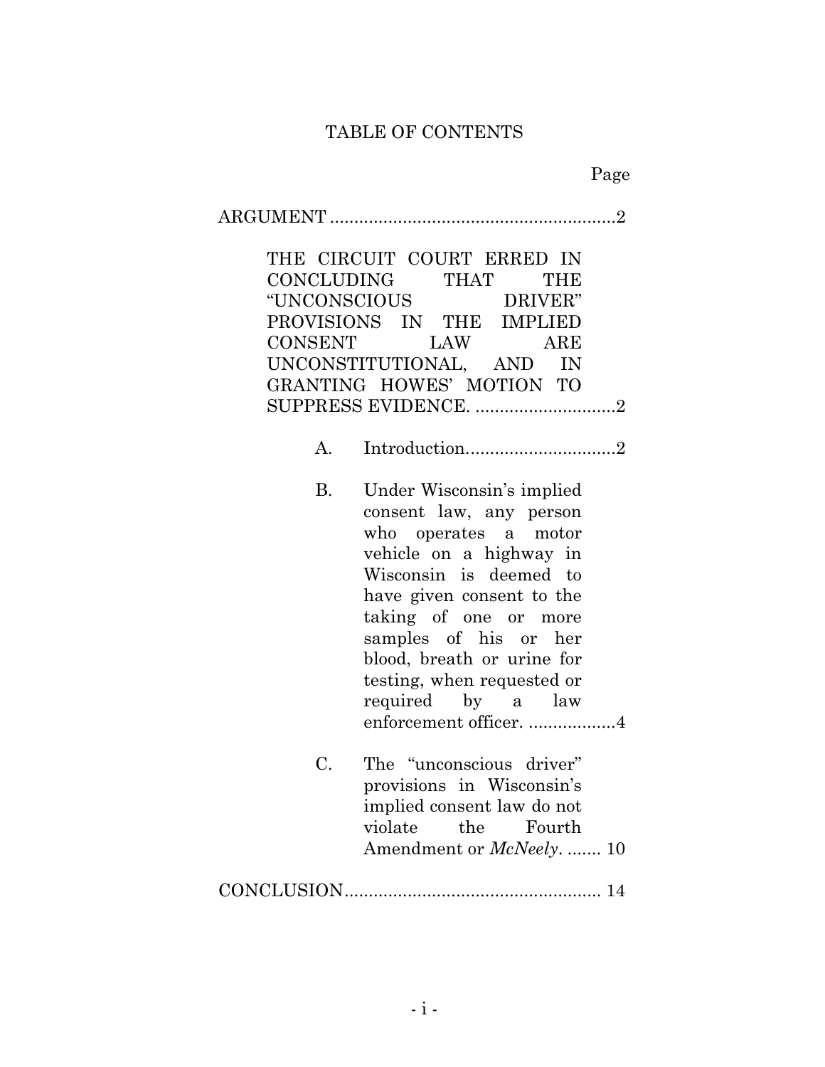# TABLE OF CONTENTS

Page

ARGUMENT ........................................................... 2

THE CIRCUIT COURT ERRED IN CONCLUDING THAT THE "UNCONSCIOUS DRIVER" PROVISIONS IN THE IMPLIED CONSENT LAW ARE UNCONSTITUTIONAL, AND IN GRANTING HOWES' MOTION TO SUPPRESS EVIDENCE. ............................ 2

A. Introduction.............................. 2

B. Under Wisconsin's implied consent law, any person who operates a motor vehicle on a highway in Wisconsin is deemed to have given consent to the taking of one or more samples of his or her blood, breath or urine for testing, when requested or required by a law enforcement officer. .................. 4

C. The "unconscious driver" provisions in Wisconsin's implied consent law do not violate the Fourth Amendment or *McNeely*. ....... 10

CONCLUSION.................................................... 14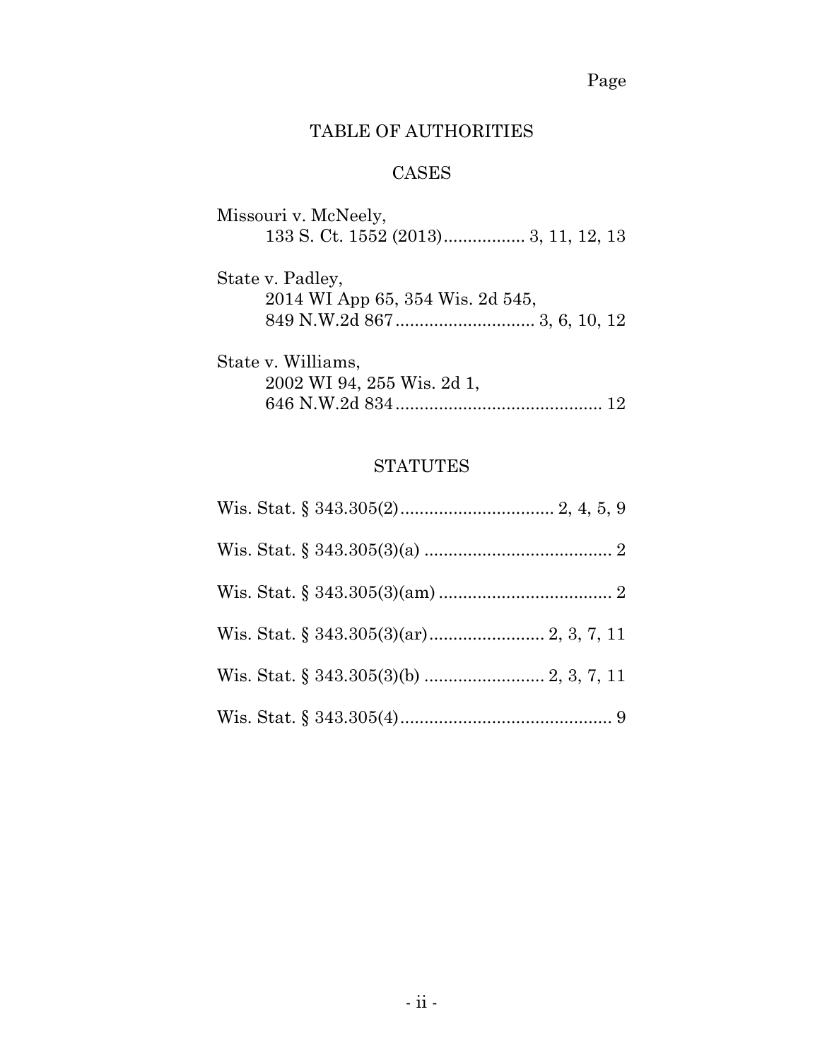Page

# TABLE OF AUTHORITIES

## CASES

Missouri v. McNeely,
133 S. Ct. 1552 (2013)................. 3, 11, 12, 13

State v. Padley,
2014 WI App 65, 354 Wis. 2d 545,
849 N.W.2d 867............................. 3, 6, 10, 12

State v. Williams,
2002 WI 94, 255 Wis. 2d 1,
646 N.W.2d 834........................................... 12

## STATUTES

Wis. Stat. § 343.305(2)................................ 2, 4, 5, 9

Wis. Stat. § 343.305(3)(a) ....................................... 2

Wis. Stat. § 343.305(3)(am) .................................... 2

Wis. Stat. § 343.305(3)(ar)........................ 2, 3, 7, 11

Wis. Stat. § 343.305(3)(b) ......................... 2, 3, 7, 11

Wis. Stat. § 343.305(4)............................................ 9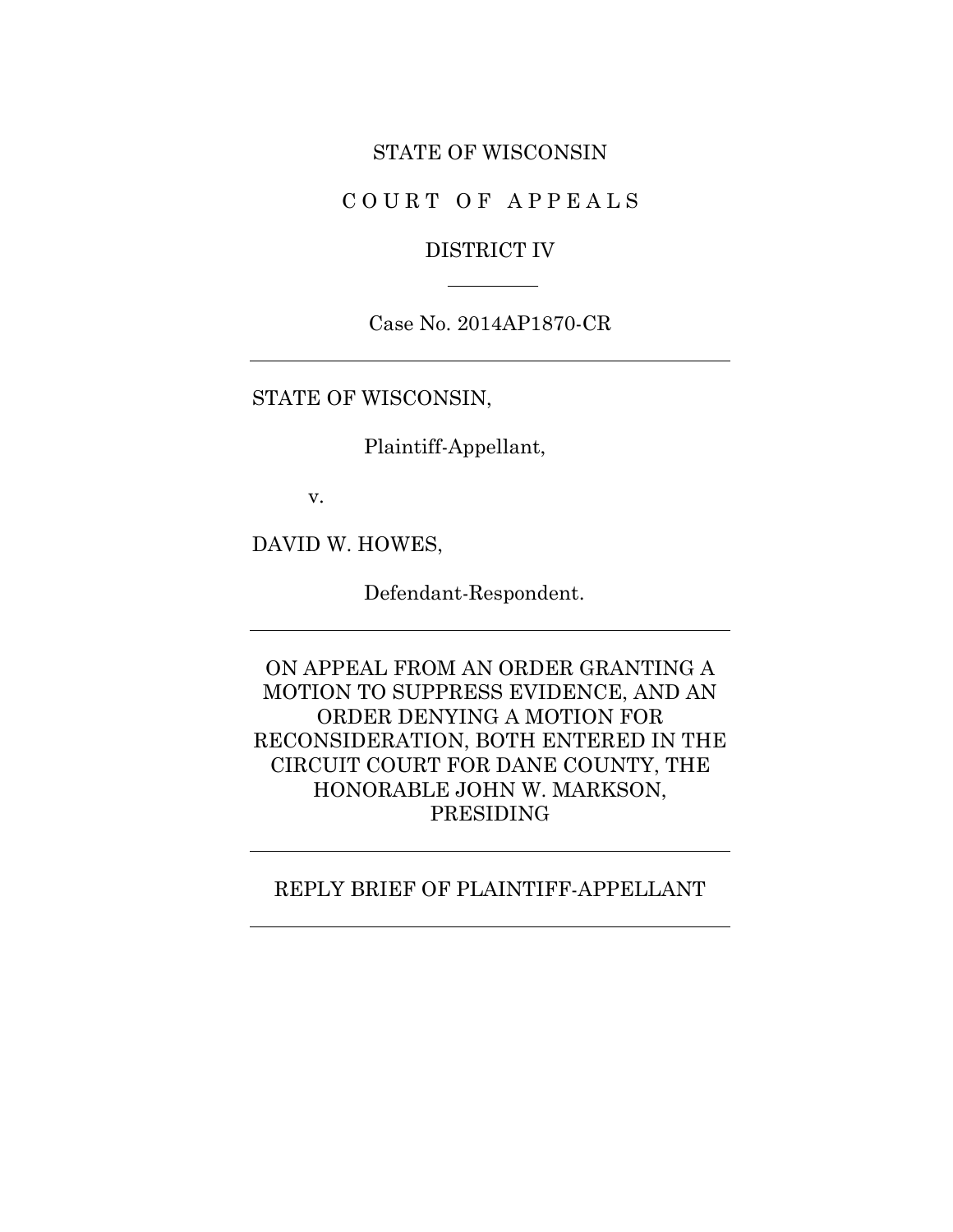STATE OF WISCONSIN

C O U R T  O F  A P P E A L S

DISTRICT IV

---

Case No. 2014AP1870-CR

---

STATE OF WISCONSIN,

Plaintiff-Appellant,

v.

DAVID W. HOWES,

Defendant-Respondent.

---

ON APPEAL FROM AN ORDER GRANTING A MOTION TO SUPPRESS EVIDENCE, AND AN ORDER DENYING A MOTION FOR RECONSIDERATION, BOTH ENTERED IN THE CIRCUIT COURT FOR DANE COUNTY, THE HONORABLE JOHN W. MARKSON, PRESIDING

---

REPLY BRIEF OF PLAINTIFF-APPELLANT

---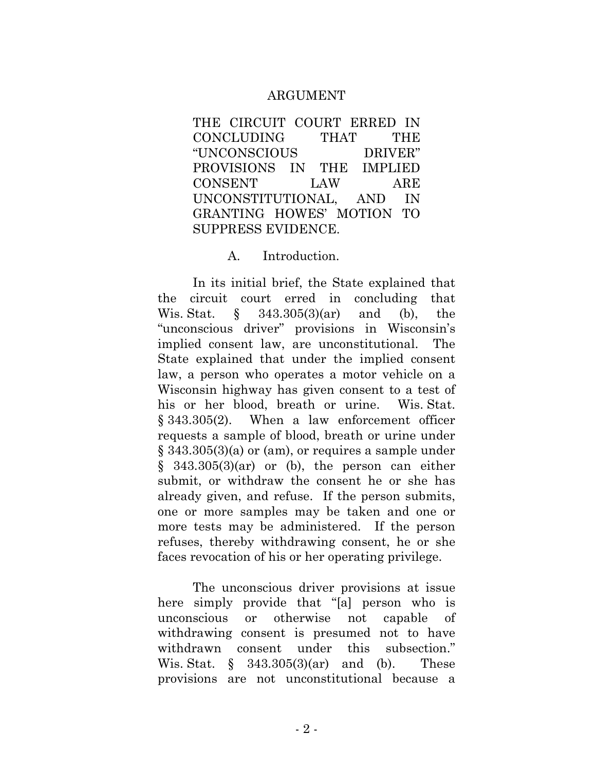## ARGUMENT

### THE CIRCUIT COURT ERRED IN CONCLUDING THAT THE "UNCONSCIOUS DRIVER" PROVISIONS IN THE IMPLIED CONSENT LAW ARE UNCONSTITUTIONAL, AND IN GRANTING HOWES' MOTION TO SUPPRESS EVIDENCE.

#### A. Introduction.

In its initial brief, the State explained that the circuit court erred in concluding that Wis. Stat. § 343.305(3)(ar) and (b), the "unconscious driver" provisions in Wisconsin's implied consent law, are unconstitutional. The State explained that under the implied consent law, a person who operates a motor vehicle on a Wisconsin highway has given consent to a test of his or her blood, breath or urine. Wis. Stat. § 343.305(2). When a law enforcement officer requests a sample of blood, breath or urine under § 343.305(3)(a) or (am), or requires a sample under § 343.305(3)(ar) or (b), the person can either submit, or withdraw the consent he or she has already given, and refuse. If the person submits, one or more samples may be taken and one or more tests may be administered. If the person refuses, thereby withdrawing consent, he or she faces revocation of his or her operating privilege.

The unconscious driver provisions at issue here simply provide that "[a] person who is unconscious or otherwise not capable of withdrawing consent is presumed not to have withdrawn consent under this subsection." Wis. Stat. § 343.305(3)(ar) and (b). These provisions are not unconstitutional because a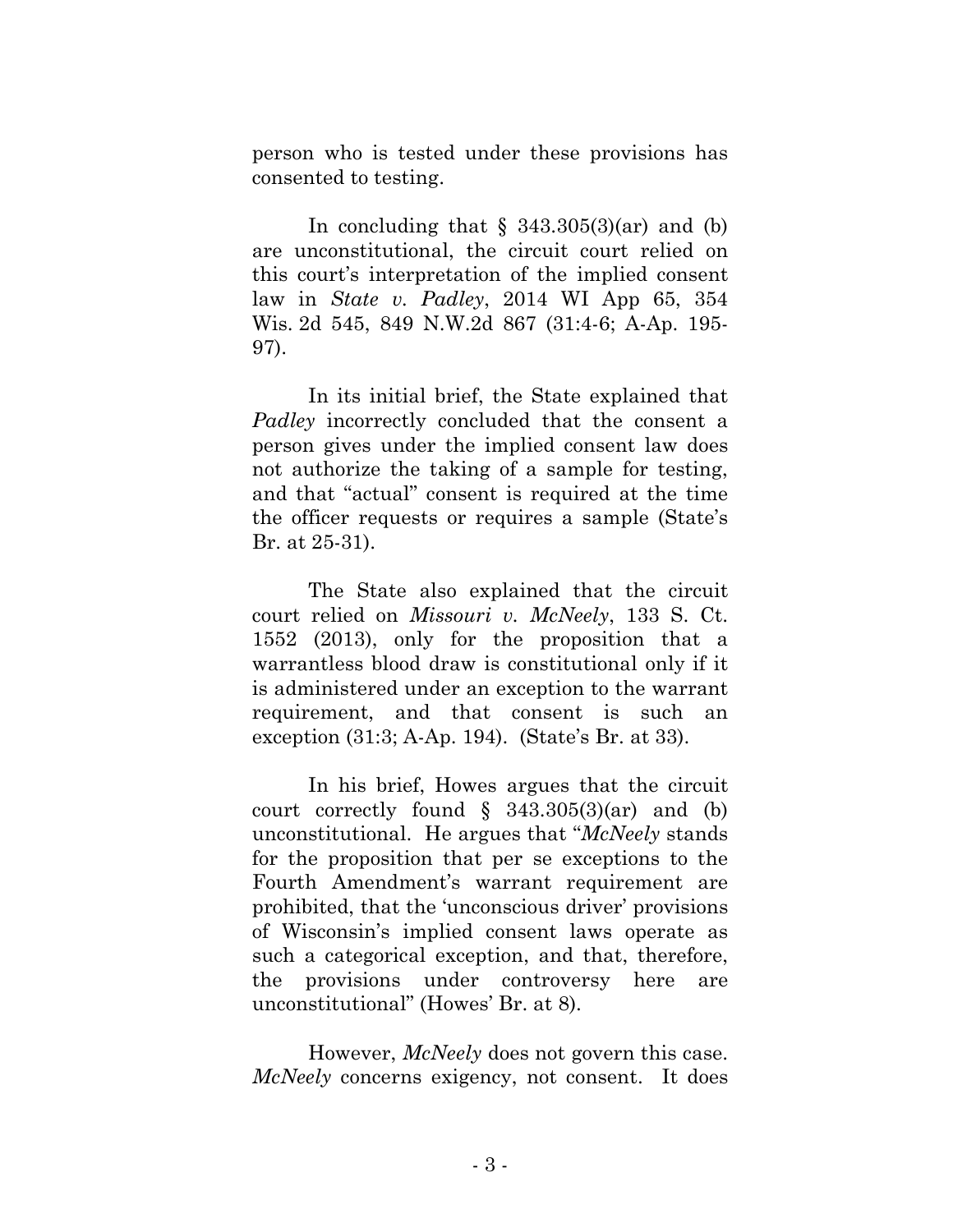person who is tested under these provisions has consented to testing.

In concluding that § 343.305(3)(ar) and (b) are unconstitutional, the circuit court relied on this court's interpretation of the implied consent law in *State v. Padley*, 2014 WI App 65, 354 Wis. 2d 545, 849 N.W.2d 867 (31:4-6; A-Ap. 195-97).

In its initial brief, the State explained that *Padley* incorrectly concluded that the consent a person gives under the implied consent law does not authorize the taking of a sample for testing, and that "actual" consent is required at the time the officer requests or requires a sample (State's Br. at 25-31).

The State also explained that the circuit court relied on *Missouri v. McNeely*, 133 S. Ct. 1552 (2013), only for the proposition that a warrantless blood draw is constitutional only if it is administered under an exception to the warrant requirement, and that consent is such an exception (31:3; A-Ap. 194). (State's Br. at 33).

In his brief, Howes argues that the circuit court correctly found § 343.305(3)(ar) and (b) unconstitutional. He argues that "*McNeely* stands for the proposition that per se exceptions to the Fourth Amendment's warrant requirement are prohibited, that the 'unconscious driver' provisions of Wisconsin's implied consent laws operate as such a categorical exception, and that, therefore, the provisions under controversy here are unconstitutional" (Howes' Br. at 8).

However, *McNeely* does not govern this case. *McNeely* concerns exigency, not consent. It does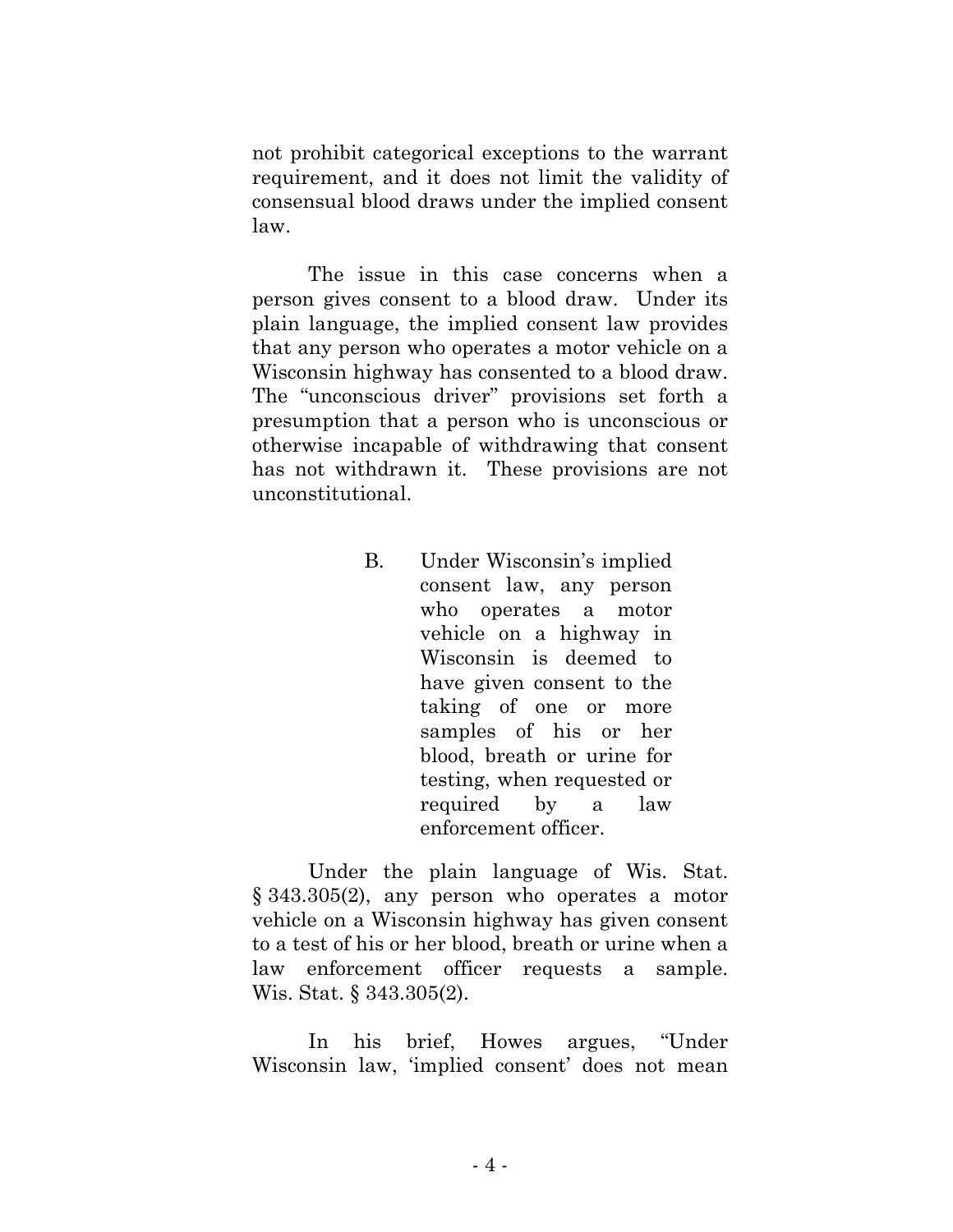not prohibit categorical exceptions to the warrant requirement, and it does not limit the validity of consensual blood draws under the implied consent law.

The issue in this case concerns when a person gives consent to a blood draw. Under its plain language, the implied consent law provides that any person who operates a motor vehicle on a Wisconsin highway has consented to a blood draw. The "unconscious driver" provisions set forth a presumption that a person who is unconscious or otherwise incapable of withdrawing that consent has not withdrawn it. These provisions are not unconstitutional.

### B. Under Wisconsin's implied consent law, any person who operates a motor vehicle on a highway in Wisconsin is deemed to have given consent to the taking of one or more samples of his or her blood, breath or urine for testing, when requested or required by a law enforcement officer.

Under the plain language of Wis. Stat. § 343.305(2), any person who operates a motor vehicle on a Wisconsin highway has given consent to a test of his or her blood, breath or urine when a law enforcement officer requests a sample. Wis. Stat. § 343.305(2).

In his brief, Howes argues, "Under Wisconsin law, 'implied consent' does not mean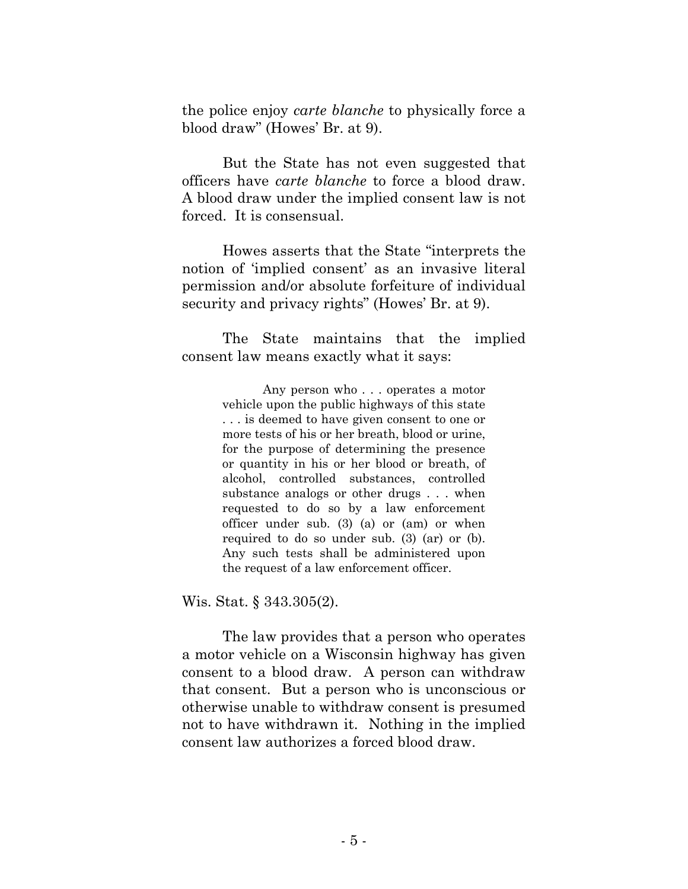the police enjoy *carte blanche* to physically force a blood draw" (Howes' Br. at 9).

But the State has not even suggested that officers have *carte blanche* to force a blood draw. A blood draw under the implied consent law is not forced. It is consensual.

Howes asserts that the State "interprets the notion of 'implied consent' as an invasive literal permission and/or absolute forfeiture of individual security and privacy rights" (Howes' Br. at 9).

The State maintains that the implied consent law means exactly what it says:

> Any person who . . . operates a motor vehicle upon the public highways of this state . . . is deemed to have given consent to one or more tests of his or her breath, blood or urine, for the purpose of determining the presence or quantity in his or her blood or breath, of alcohol, controlled substances, controlled substance analogs or other drugs . . . when requested to do so by a law enforcement officer under sub. (3) (a) or (am) or when required to do so under sub. (3) (ar) or (b). Any such tests shall be administered upon the request of a law enforcement officer.

Wis. Stat. § 343.305(2).

The law provides that a person who operates a motor vehicle on a Wisconsin highway has given consent to a blood draw. A person can withdraw that consent. But a person who is unconscious or otherwise unable to withdraw consent is presumed not to have withdrawn it. Nothing in the implied consent law authorizes a forced blood draw.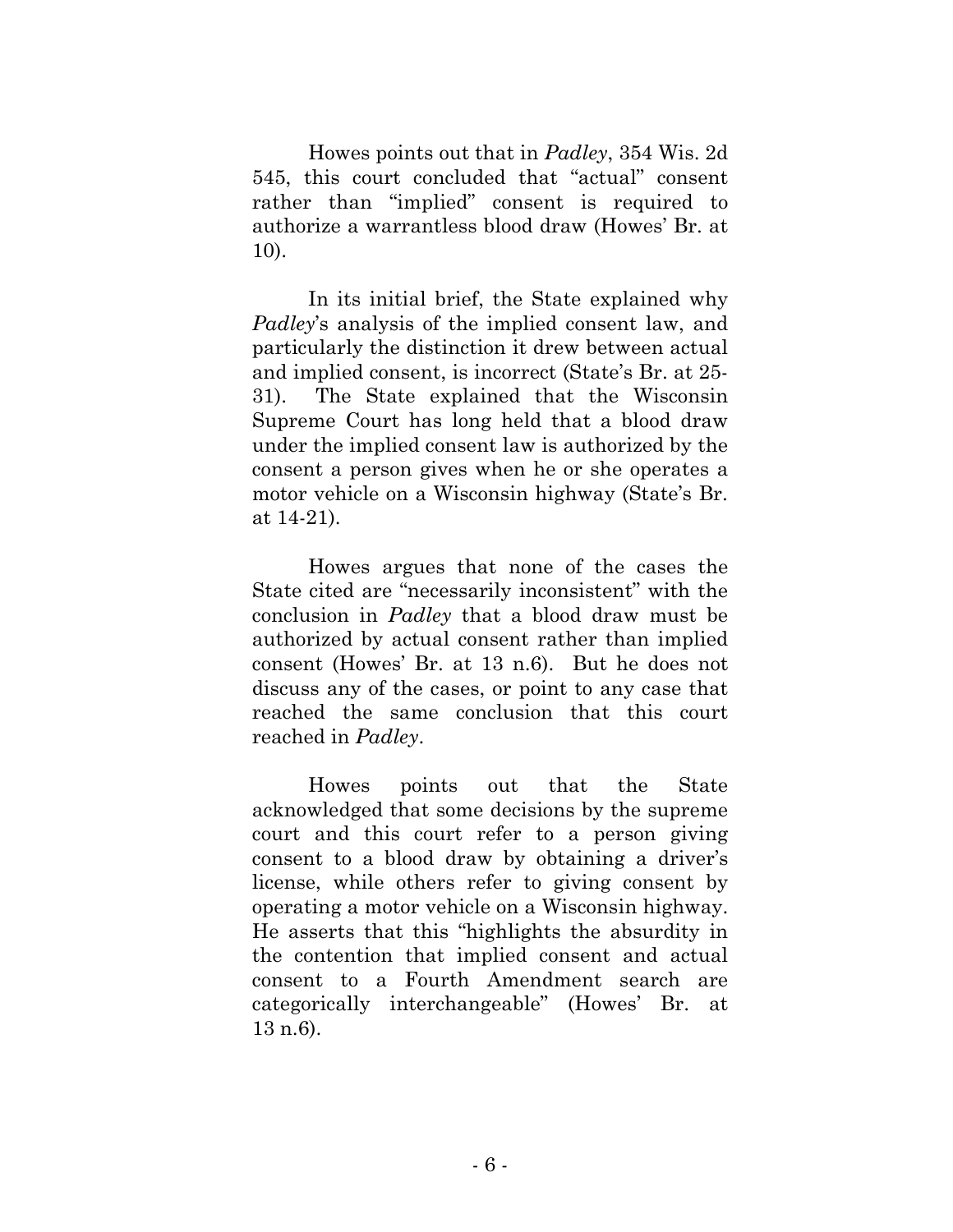Howes points out that in *Padley*, 354 Wis. 2d 545, this court concluded that "actual" consent rather than "implied" consent is required to authorize a warrantless blood draw (Howes' Br. at 10).

In its initial brief, the State explained why *Padley*'s analysis of the implied consent law, and particularly the distinction it drew between actual and implied consent, is incorrect (State's Br. at 25-31). The State explained that the Wisconsin Supreme Court has long held that a blood draw under the implied consent law is authorized by the consent a person gives when he or she operates a motor vehicle on a Wisconsin highway (State's Br. at 14-21).

Howes argues that none of the cases the State cited are "necessarily inconsistent" with the conclusion in *Padley* that a blood draw must be authorized by actual consent rather than implied consent (Howes' Br. at 13 n.6). But he does not discuss any of the cases, or point to any case that reached the same conclusion that this court reached in *Padley*.

Howes points out that the State acknowledged that some decisions by the supreme court and this court refer to a person giving consent to a blood draw by obtaining a driver's license, while others refer to giving consent by operating a motor vehicle on a Wisconsin highway. He asserts that this "highlights the absurdity in the contention that implied consent and actual consent to a Fourth Amendment search are categorically interchangeable" (Howes' Br. at 13 n.6).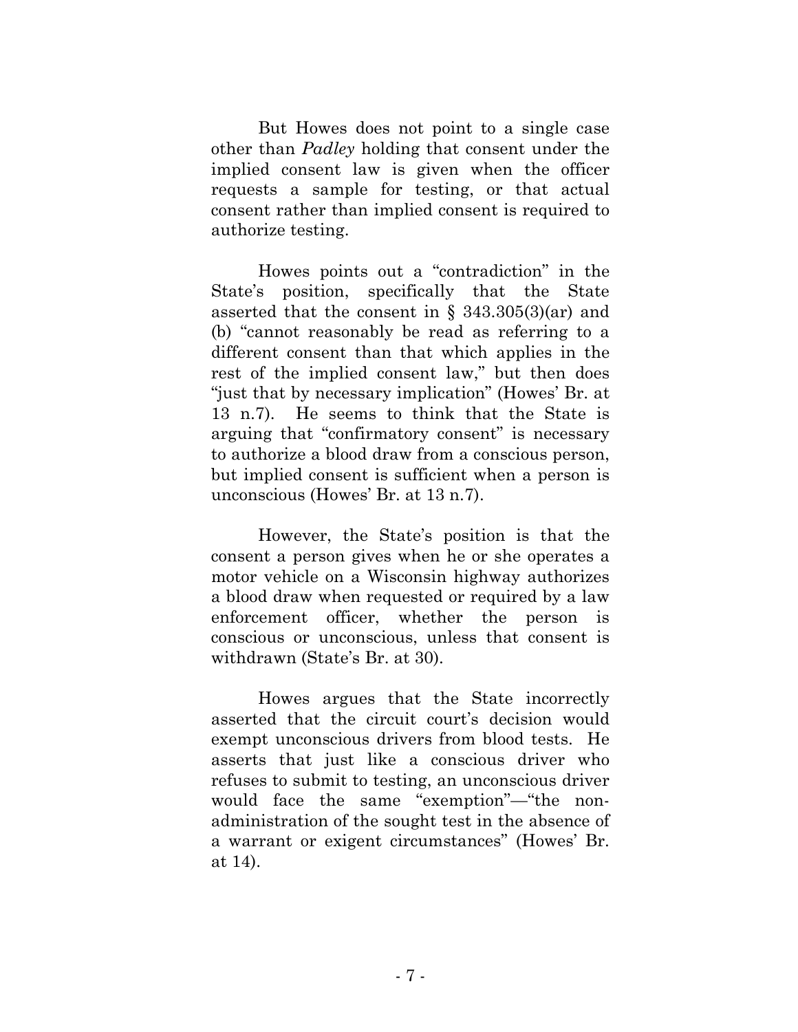But Howes does not point to a single case other than *Padley* holding that consent under the implied consent law is given when the officer requests a sample for testing, or that actual consent rather than implied consent is required to authorize testing.

Howes points out a "contradiction" in the State's position, specifically that the State asserted that the consent in § 343.305(3)(ar) and (b) "cannot reasonably be read as referring to a different consent than that which applies in the rest of the implied consent law," but then does "just that by necessary implication" (Howes' Br. at 13 n.7). He seems to think that the State is arguing that "confirmatory consent" is necessary to authorize a blood draw from a conscious person, but implied consent is sufficient when a person is unconscious (Howes' Br. at 13 n.7).

However, the State's position is that the consent a person gives when he or she operates a motor vehicle on a Wisconsin highway authorizes a blood draw when requested or required by a law enforcement officer, whether the person is conscious or unconscious, unless that consent is withdrawn (State's Br. at 30).

Howes argues that the State incorrectly asserted that the circuit court's decision would exempt unconscious drivers from blood tests. He asserts that just like a conscious driver who refuses to submit to testing, an unconscious driver would face the same "exemption"—"the non-administration of the sought test in the absence of a warrant or exigent circumstances" (Howes' Br. at 14).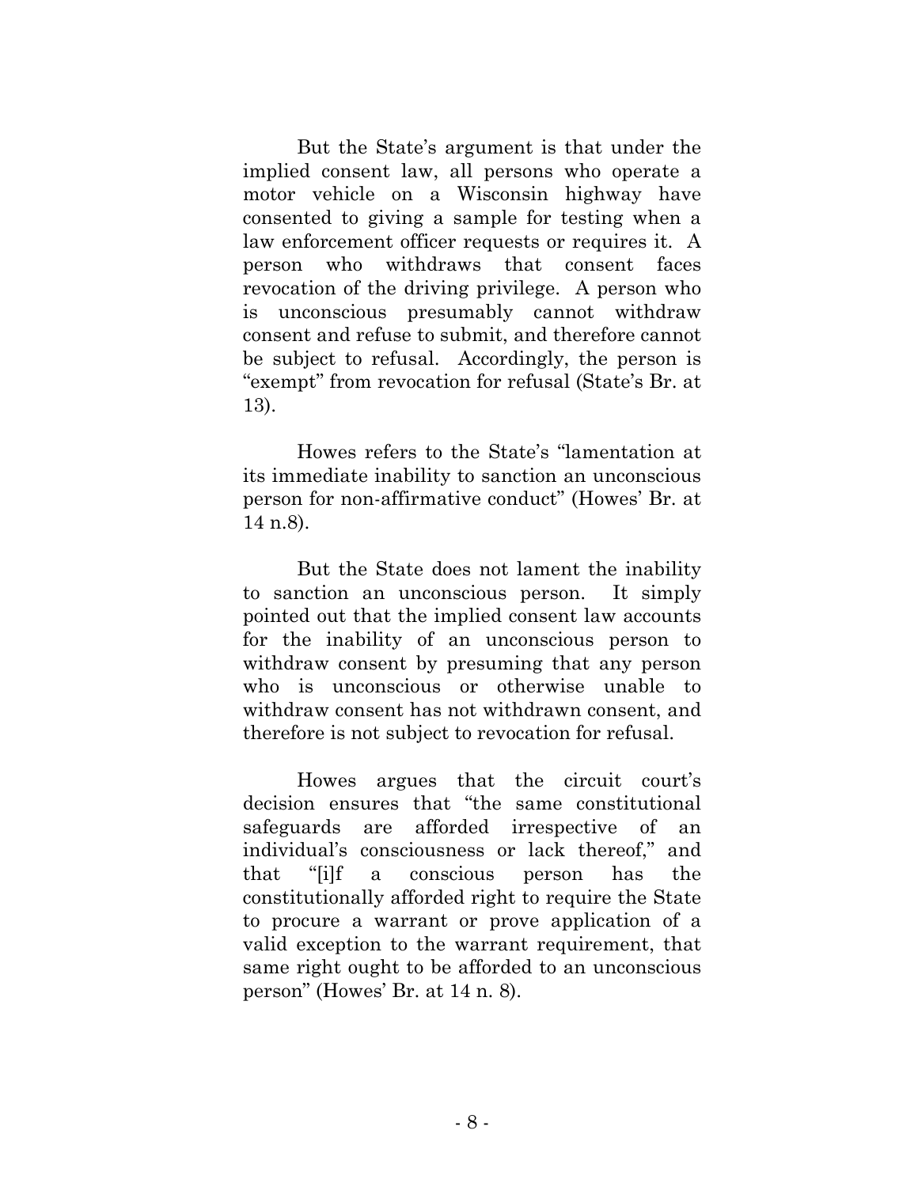But the State's argument is that under the implied consent law, all persons who operate a motor vehicle on a Wisconsin highway have consented to giving a sample for testing when a law enforcement officer requests or requires it. A person who withdraws that consent faces revocation of the driving privilege. A person who is unconscious presumably cannot withdraw consent and refuse to submit, and therefore cannot be subject to refusal. Accordingly, the person is "exempt" from revocation for refusal (State's Br. at 13).

Howes refers to the State's "lamentation at its immediate inability to sanction an unconscious person for non-affirmative conduct" (Howes' Br. at 14 n.8).

But the State does not lament the inability to sanction an unconscious person. It simply pointed out that the implied consent law accounts for the inability of an unconscious person to withdraw consent by presuming that any person who is unconscious or otherwise unable to withdraw consent has not withdrawn consent, and therefore is not subject to revocation for refusal.

Howes argues that the circuit court's decision ensures that "the same constitutional safeguards are afforded irrespective of an individual's consciousness or lack thereof," and that "[i]f a conscious person has the constitutionally afforded right to require the State to procure a warrant or prove application of a valid exception to the warrant requirement, that same right ought to be afforded to an unconscious person" (Howes' Br. at 14 n. 8).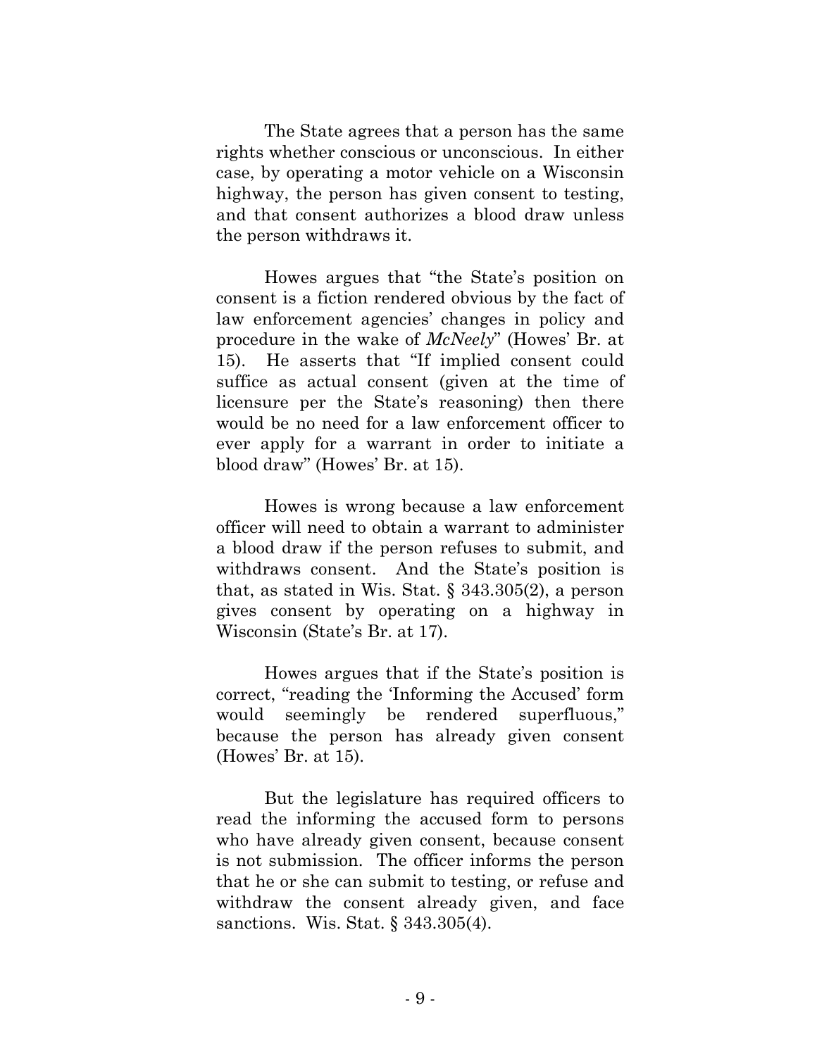The State agrees that a person has the same rights whether conscious or unconscious. In either case, by operating a motor vehicle on a Wisconsin highway, the person has given consent to testing, and that consent authorizes a blood draw unless the person withdraws it.

Howes argues that "the State's position on consent is a fiction rendered obvious by the fact of law enforcement agencies' changes in policy and procedure in the wake of *McNeely*" (Howes' Br. at 15). He asserts that "If implied consent could suffice as actual consent (given at the time of licensure per the State's reasoning) then there would be no need for a law enforcement officer to ever apply for a warrant in order to initiate a blood draw" (Howes' Br. at 15).

Howes is wrong because a law enforcement officer will need to obtain a warrant to administer a blood draw if the person refuses to submit, and withdraws consent. And the State's position is that, as stated in Wis. Stat. § 343.305(2), a person gives consent by operating on a highway in Wisconsin (State's Br. at 17).

Howes argues that if the State's position is correct, "reading the 'Informing the Accused' form would seemingly be rendered superfluous," because the person has already given consent (Howes' Br. at 15).

But the legislature has required officers to read the informing the accused form to persons who have already given consent, because consent is not submission. The officer informs the person that he or she can submit to testing, or refuse and withdraw the consent already given, and face sanctions. Wis. Stat. § 343.305(4).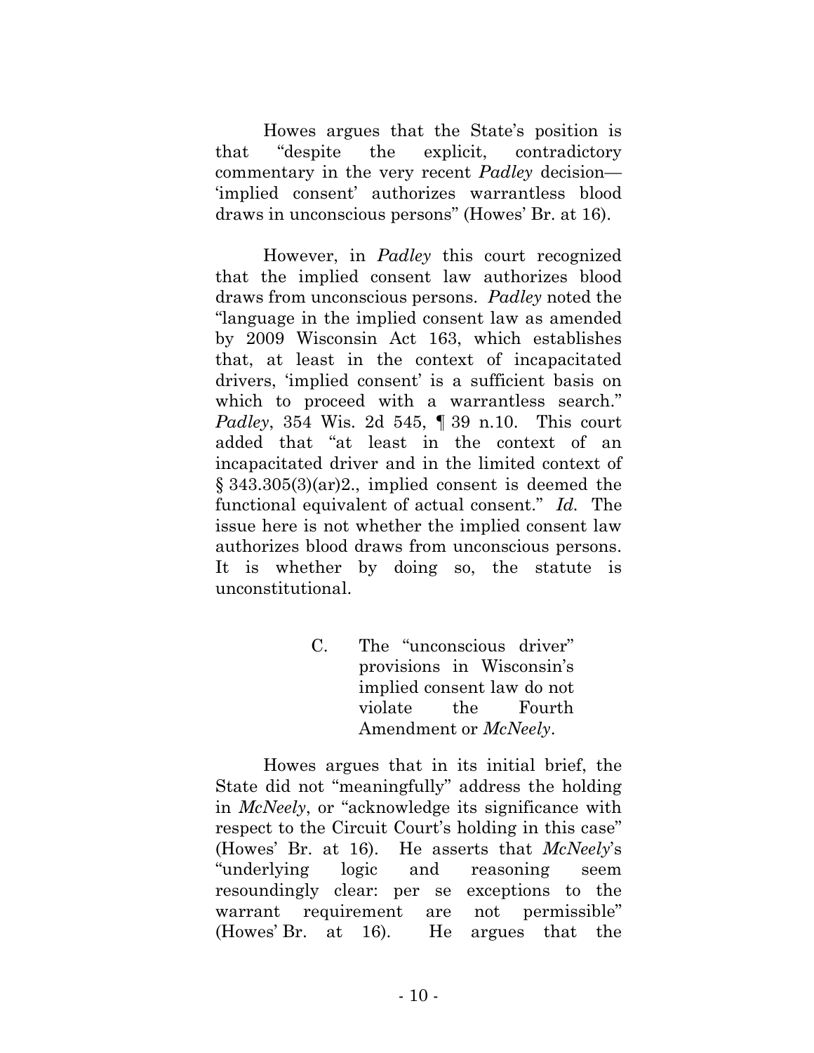Howes argues that the State's position is that "despite the explicit, contradictory commentary in the very recent *Padley* decision—'implied consent' authorizes warrantless blood draws in unconscious persons" (Howes' Br. at 16).

However, in *Padley* this court recognized that the implied consent law authorizes blood draws from unconscious persons. *Padley* noted the "language in the implied consent law as amended by 2009 Wisconsin Act 163, which establishes that, at least in the context of incapacitated drivers, 'implied consent' is a sufficient basis on which to proceed with a warrantless search." *Padley*, 354 Wis. 2d 545, ¶ 39 n.10. This court added that "at least in the context of an incapacitated driver and in the limited context of § 343.305(3)(ar)2., implied consent is deemed the functional equivalent of actual consent." *Id.* The issue here is not whether the implied consent law authorizes blood draws from unconscious persons. It is whether by doing so, the statute is unconstitutional.

### C. The "unconscious driver" provisions in Wisconsin's implied consent law do not violate the Fourth Amendment or *McNeely*.

Howes argues that in its initial brief, the State did not "meaningfully" address the holding in *McNeely*, or "acknowledge its significance with respect to the Circuit Court's holding in this case" (Howes' Br. at 16). He asserts that *McNeely*'s "underlying logic and reasoning seem resoundingly clear: per se exceptions to the warrant requirement are not permissible" (Howes' Br. at 16). He argues that the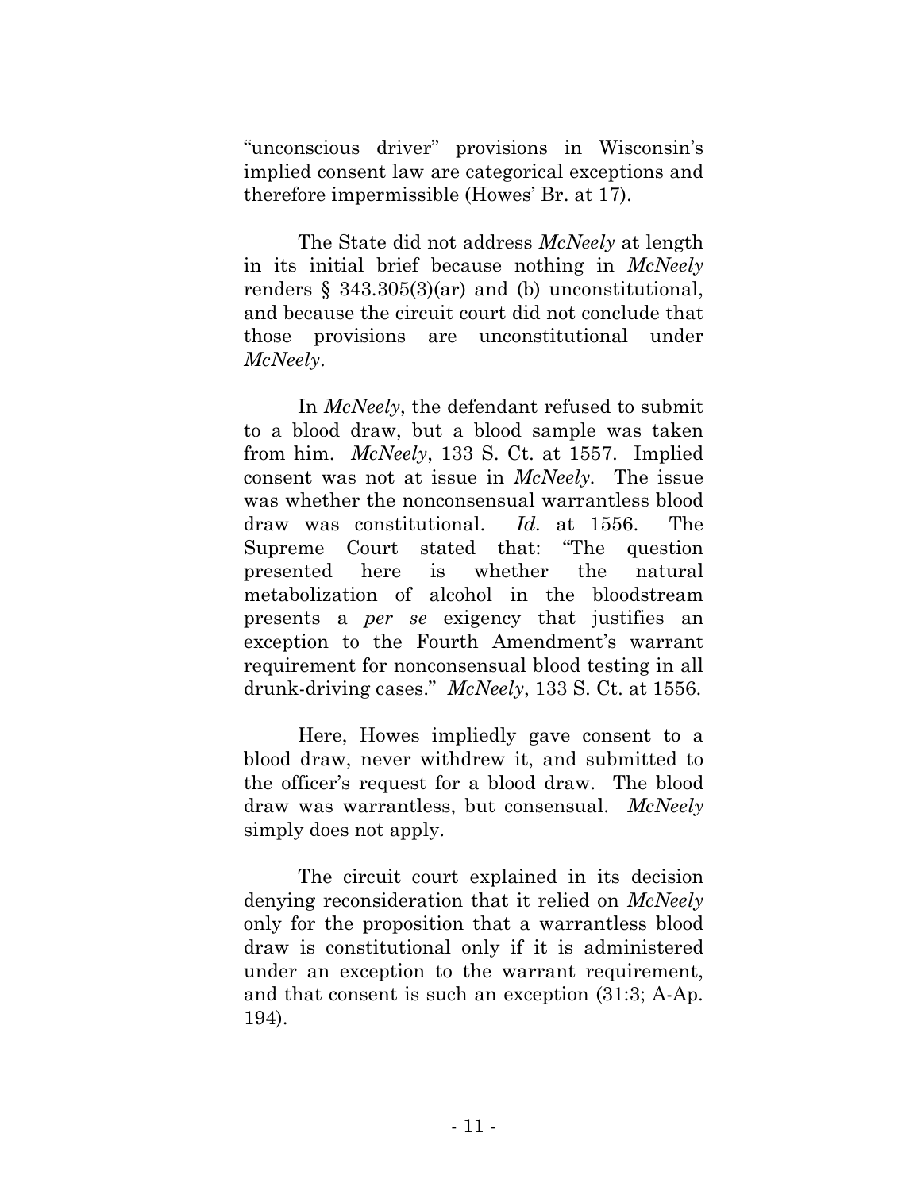"unconscious driver" provisions in Wisconsin's implied consent law are categorical exceptions and therefore impermissible (Howes' Br. at 17).

The State did not address *McNeely* at length in its initial brief because nothing in *McNeely* renders § 343.305(3)(ar) and (b) unconstitutional, and because the circuit court did not conclude that those provisions are unconstitutional under *McNeely*.

In *McNeely*, the defendant refused to submit to a blood draw, but a blood sample was taken from him. *McNeely*, 133 S. Ct. at 1557. Implied consent was not at issue in *McNeely*. The issue was whether the nonconsensual warrantless blood draw was constitutional. *Id.* at 1556. The Supreme Court stated that: "The question presented here is whether the natural metabolization of alcohol in the bloodstream presents a *per se* exigency that justifies an exception to the Fourth Amendment's warrant requirement for nonconsensual blood testing in all drunk-driving cases." *McNeely*, 133 S. Ct. at 1556.

Here, Howes impliedly gave consent to a blood draw, never withdrew it, and submitted to the officer's request for a blood draw. The blood draw was warrantless, but consensual. *McNeely* simply does not apply.

The circuit court explained in its decision denying reconsideration that it relied on *McNeely* only for the proposition that a warrantless blood draw is constitutional only if it is administered under an exception to the warrant requirement, and that consent is such an exception (31:3; A-Ap. 194).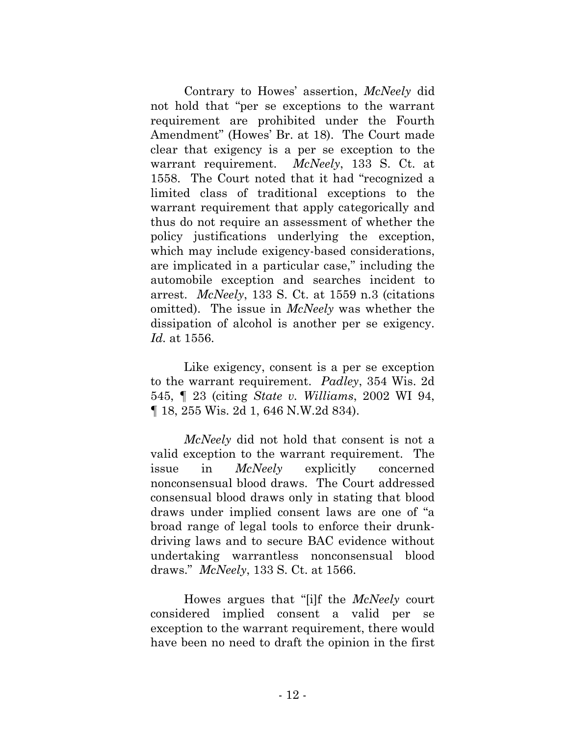Contrary to Howes' assertion, *McNeely* did not hold that "per se exceptions to the warrant requirement are prohibited under the Fourth Amendment" (Howes' Br. at 18). The Court made clear that exigency is a per se exception to the warrant requirement. *McNeely*, 133 S. Ct. at 1558. The Court noted that it had "recognized a limited class of traditional exceptions to the warrant requirement that apply categorically and thus do not require an assessment of whether the policy justifications underlying the exception, which may include exigency-based considerations, are implicated in a particular case," including the automobile exception and searches incident to arrest. *McNeely*, 133 S. Ct. at 1559 n.3 (citations omitted). The issue in *McNeely* was whether the dissipation of alcohol is another per se exigency. *Id.* at 1556.

Like exigency, consent is a per se exception to the warrant requirement. *Padley*, 354 Wis. 2d 545, ¶ 23 (citing *State v. Williams*, 2002 WI 94, ¶ 18, 255 Wis. 2d 1, 646 N.W.2d 834).

*McNeely* did not hold that consent is not a valid exception to the warrant requirement. The issue in *McNeely* explicitly concerned nonconsensual blood draws. The Court addressed consensual blood draws only in stating that blood draws under implied consent laws are one of "a broad range of legal tools to enforce their drunk-driving laws and to secure BAC evidence without undertaking warrantless nonconsensual blood draws." *McNeely*, 133 S. Ct. at 1566.

Howes argues that "[i]f the *McNeely* court considered implied consent a valid per se exception to the warrant requirement, there would have been no need to draft the opinion in the first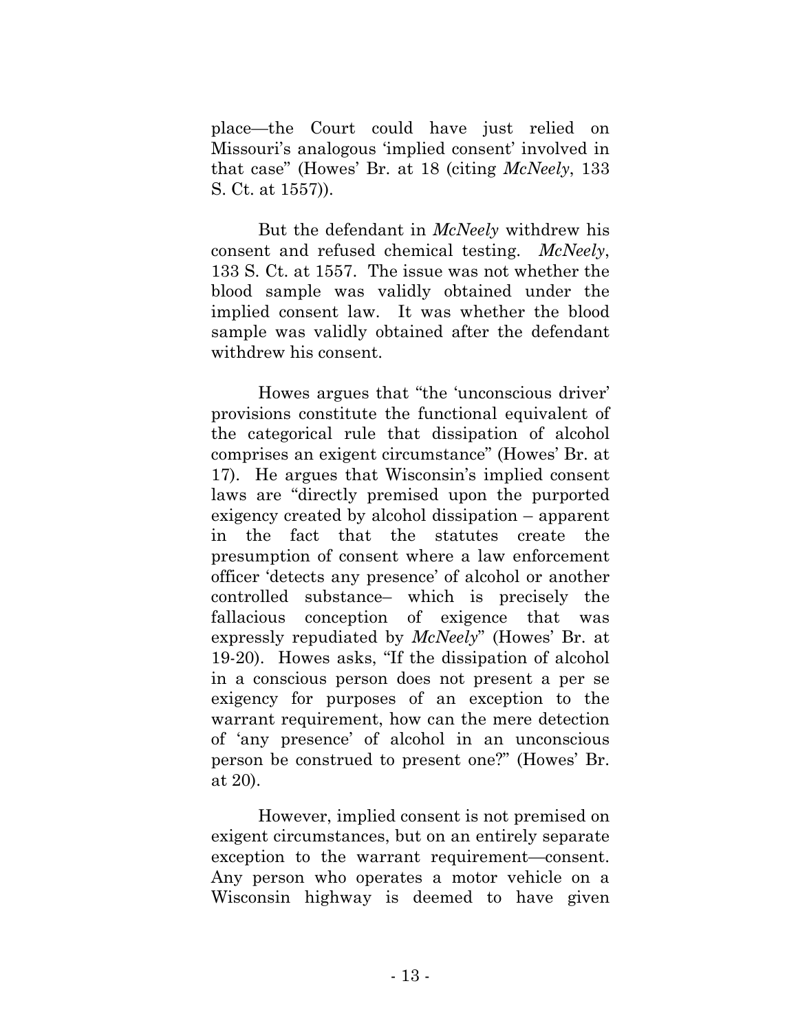place—the Court could have just relied on Missouri's analogous 'implied consent' involved in that case" (Howes' Br. at 18 (citing *McNeely*, 133 S. Ct. at 1557)).

But the defendant in *McNeely* withdrew his consent and refused chemical testing. *McNeely*, 133 S. Ct. at 1557. The issue was not whether the blood sample was validly obtained under the implied consent law. It was whether the blood sample was validly obtained after the defendant withdrew his consent.

Howes argues that "the 'unconscious driver' provisions constitute the functional equivalent of the categorical rule that dissipation of alcohol comprises an exigent circumstance" (Howes' Br. at 17). He argues that Wisconsin's implied consent laws are "directly premised upon the purported exigency created by alcohol dissipation – apparent in the fact that the statutes create the presumption of consent where a law enforcement officer 'detects any presence' of alcohol or another controlled substance– which is precisely the fallacious conception of exigence that was expressly repudiated by *McNeely*" (Howes' Br. at 19-20). Howes asks, "If the dissipation of alcohol in a conscious person does not present a per se exigency for purposes of an exception to the warrant requirement, how can the mere detection of 'any presence' of alcohol in an unconscious person be construed to present one?" (Howes' Br. at 20).

However, implied consent is not premised on exigent circumstances, but on an entirely separate exception to the warrant requirement—consent. Any person who operates a motor vehicle on a Wisconsin highway is deemed to have given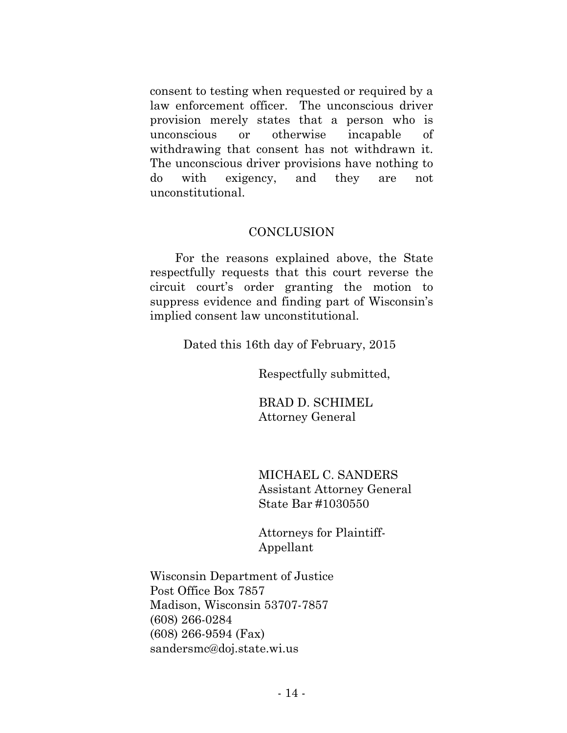consent to testing when requested or required by a law enforcement officer. The unconscious driver provision merely states that a person who is unconscious or otherwise incapable of withdrawing that consent has not withdrawn it. The unconscious driver provisions have nothing to do with exigency, and they are not unconstitutional.

## CONCLUSION

For the reasons explained above, the State respectfully requests that this court reverse the circuit court's order granting the motion to suppress evidence and finding part of Wisconsin's implied consent law unconstitutional.

Dated this 16th day of February, 2015

Respectfully submitted,

BRAD D. SCHIMEL
Attorney General

MICHAEL C. SANDERS
Assistant Attorney General
State Bar #1030550

Attorneys for Plaintiff-Appellant

Wisconsin Department of Justice
Post Office Box 7857
Madison, Wisconsin 53707-7857
(608) 266-0284
(608) 266-9594 (Fax)
sandersmc@doj.state.wi.us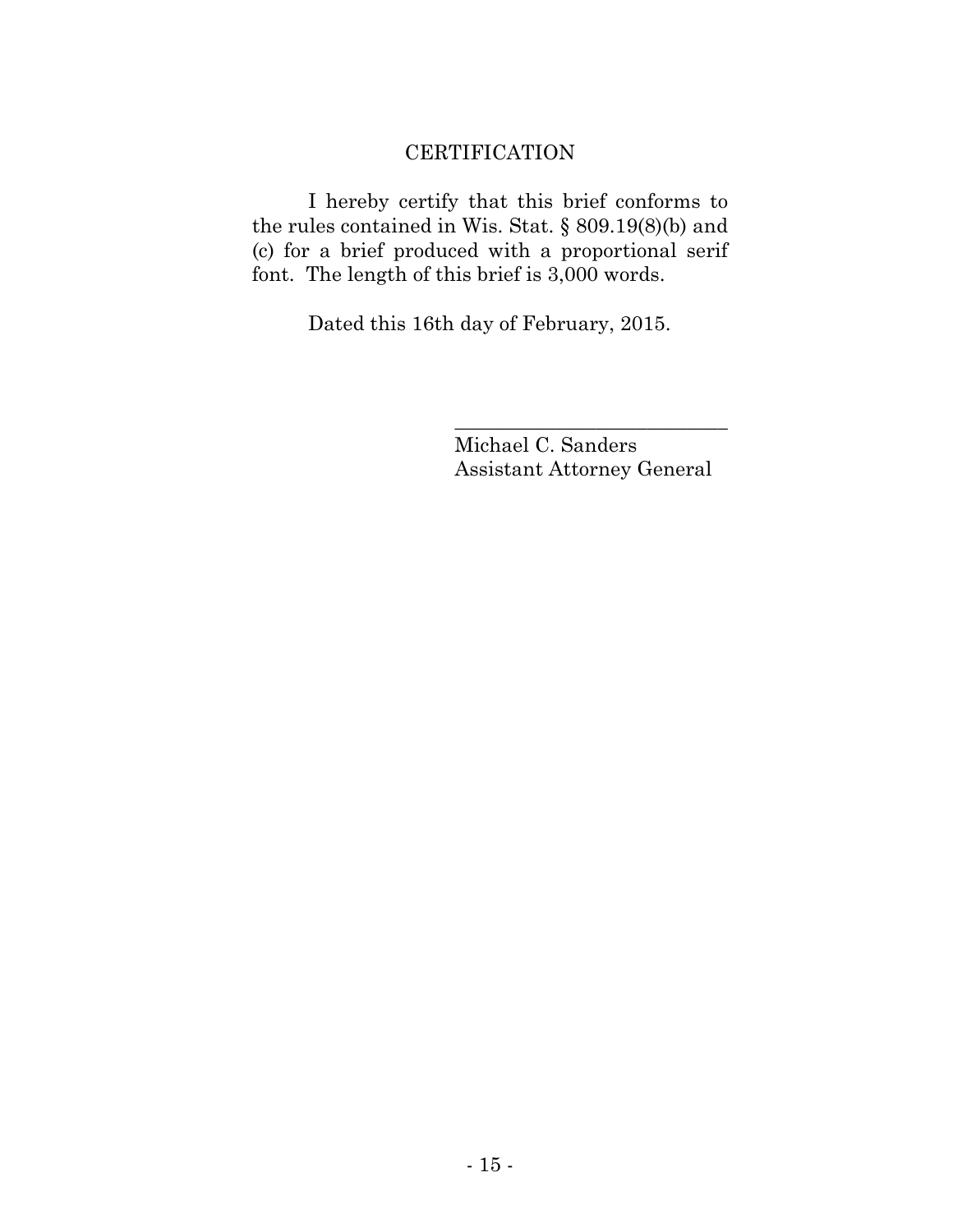# CERTIFICATION

I hereby certify that this brief conforms to the rules contained in Wis. Stat. § 809.19(8)(b) and (c) for a brief produced with a proportional serif font. The length of this brief is 3,000 words.

Dated this 16th day of February, 2015.

\_\_\_\_\_\_\_\_\_\_\_\_\_\_\_\_\_\_\_\_\_\_\_\_\_\_\_\_

Michael C. Sanders
Assistant Attorney General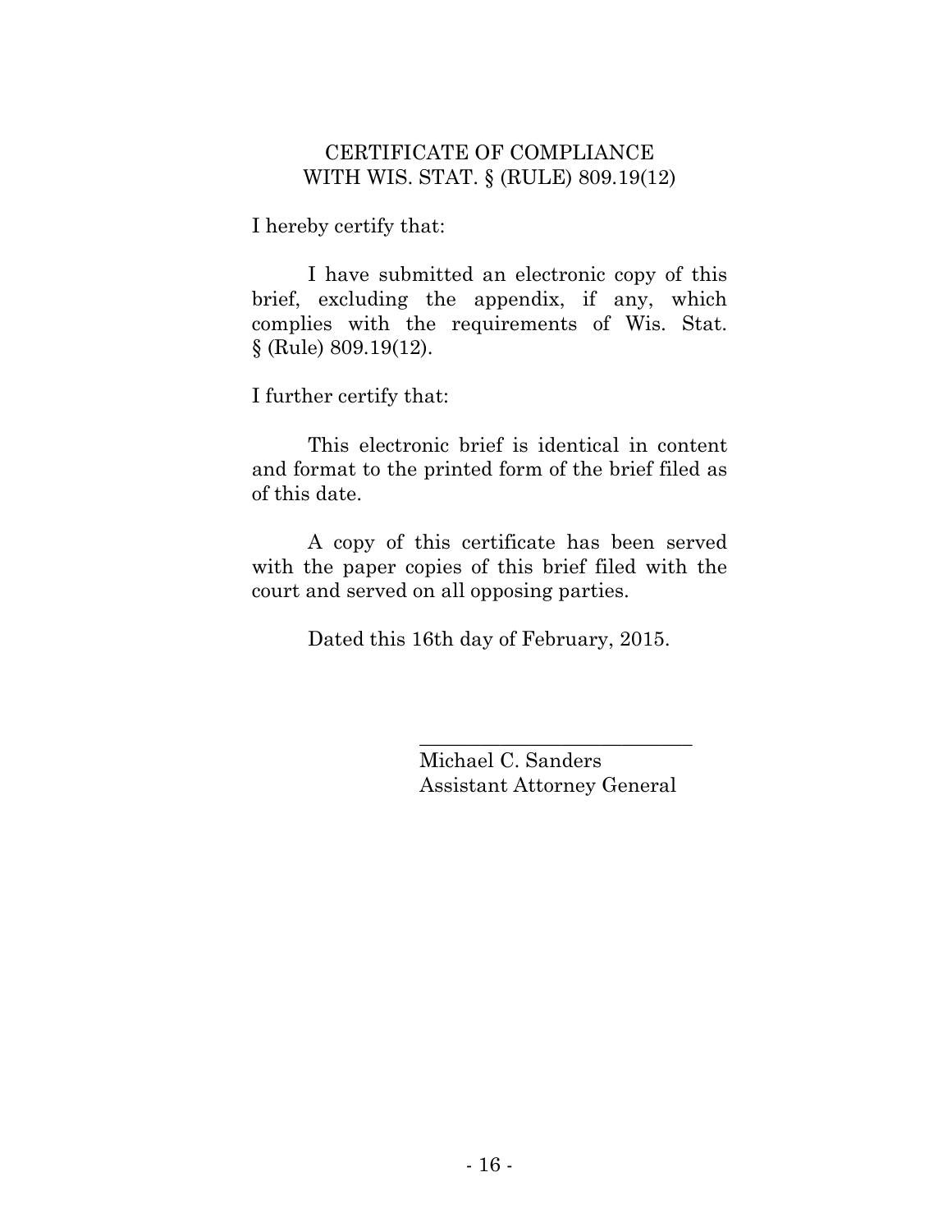## CERTIFICATE OF COMPLIANCE WITH WIS. STAT. § (RULE) 809.19(12)

I hereby certify that:

I have submitted an electronic copy of this brief, excluding the appendix, if any, which complies with the requirements of Wis. Stat. § (Rule) 809.19(12).

I further certify that:

This electronic brief is identical in content and format to the printed form of the brief filed as of this date.

A copy of this certificate has been served with the paper copies of this brief filed with the court and served on all opposing parties.

Dated this 16th day of February, 2015.

\_\_\_\_\_\_\_\_\_\_\_\_\_\_\_\_\_\_\_\_\_\_\_\_\_\_\_\_

Michael C. Sanders
Assistant Attorney General